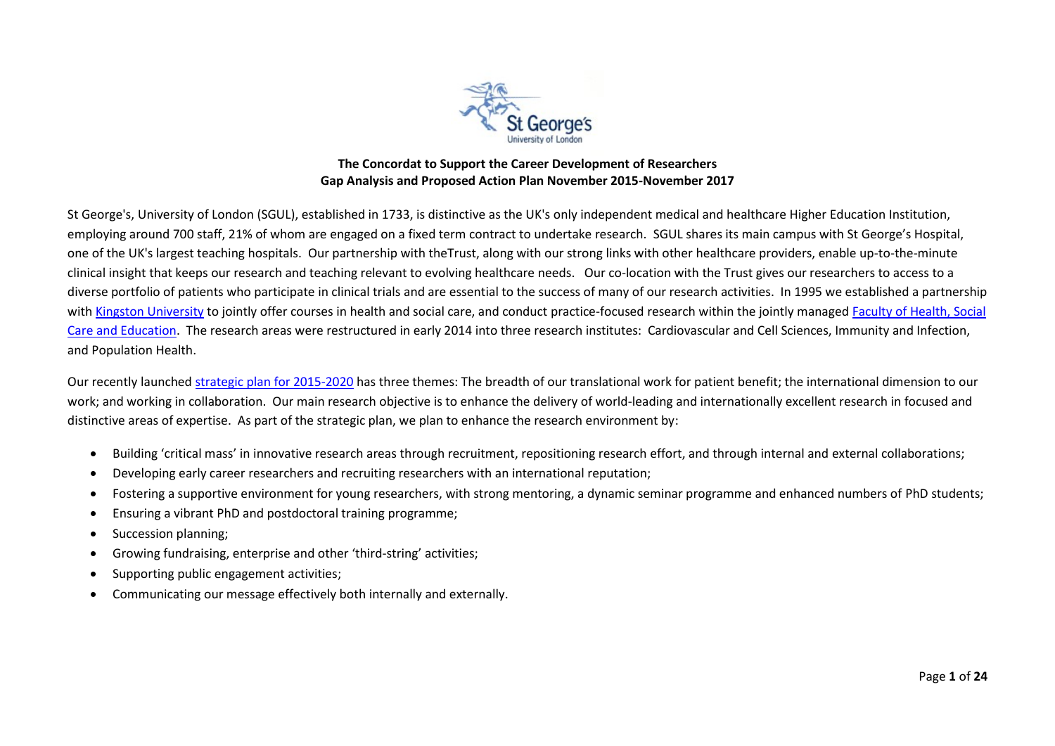**The Concordat to Support the Career Development of Researchers**
**Gap Analysis and Proposed Action Plan November 2015-November 2017**

St George's, University of London (SGUL), established in 1733, is distinctive as the UK's only independent medical and healthcare Higher Education Institution, employing around 700 staff, 21% of whom are engaged on a fixed term contract to undertake research. SGUL shares its main campus with St George's Hospital, one of the UK's largest teaching hospitals. Our partnership with theTrust, along with our strong links with other healthcare providers, enable up-to-the-minute clinical insight that keeps our research and teaching relevant to evolving healthcare needs. Our co-location with the Trust gives our researchers to access to a diverse portfolio of patients who participate in clinical trials and are essential to the success of many of our research activities. In 1995 we established a partnership with Kingston University to jointly offer courses in health and social care, and conduct practice-focused research within the jointly managed Faculty of Health, Social Care and Education. The research areas were restructured in early 2014 into three research institutes: Cardiovascular and Cell Sciences, Immunity and Infection, and Population Health.

Our recently launched strategic plan for 2015-2020 has three themes: The breadth of our translational work for patient benefit; the international dimension to our work; and working in collaboration. Our main research objective is to enhance the delivery of world-leading and internationally excellent research in focused and distinctive areas of expertise. As part of the strategic plan, we plan to enhance the research environment by:

- Building 'critical mass' in innovative research areas through recruitment, repositioning research effort, and through internal and external collaborations;
- Developing early career researchers and recruiting researchers with an international reputation;
- Fostering a supportive environment for young researchers, with strong mentoring, a dynamic seminar programme and enhanced numbers of PhD students;
- Ensuring a vibrant PhD and postdoctoral training programme;
- Succession planning;
- Growing fundraising, enterprise and other 'third-string' activities;
- Supporting public engagement activities;
- Communicating our message effectively both internally and externally.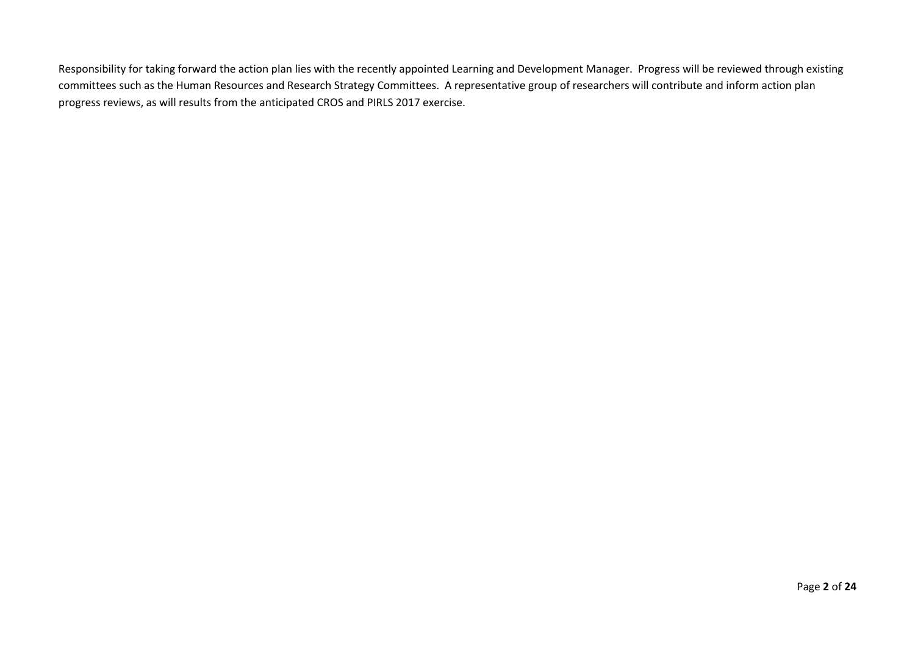Responsibility for taking forward the action plan lies with the recently appointed Learning and Development Manager. Progress will be reviewed through existing committees such as the Human Resources and Research Strategy Committees. A representative group of researchers will contribute and inform action plan progress reviews, as will results from the anticipated CROS and PIRLS 2017 exercise.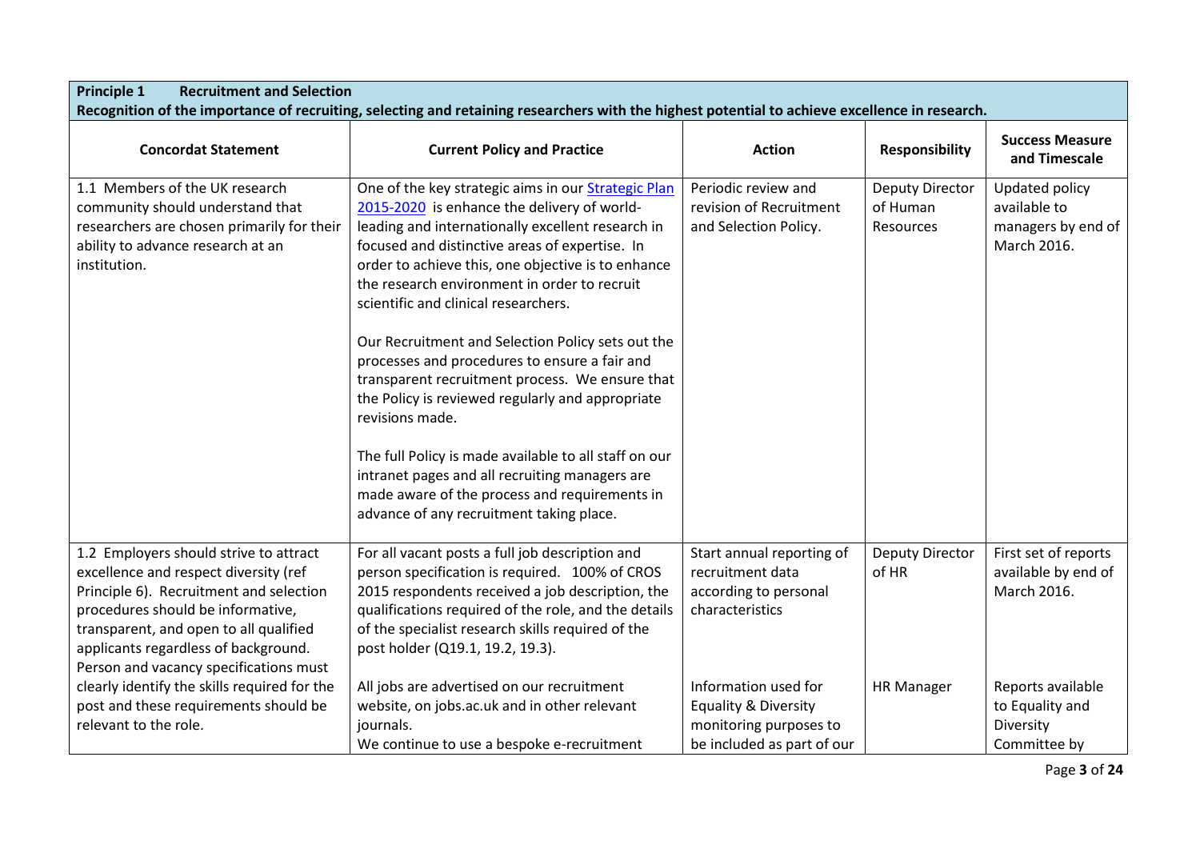**Principle 1 Recruitment and Selection**

**Recognition of the importance of recruiting, selecting and retaining researchers with the highest potential to achieve excellence in research.**

| Concordat Statement | Current Policy and Practice | Action | Responsibility | Success Measure and Timescale |
|---|---|---|---|---|
| 1.1 Members of the UK research community should understand that researchers are chosen primarily for their ability to advance research at an institution. | One of the key strategic aims in our [Strategic Plan 2015-2020](#) is enhance the delivery of world-leading and internationally excellent research in focused and distinctive areas of expertise. In order to achieve this, one objective is to enhance the research environment in order to recruit scientific and clinical researchers.<br><br>Our Recruitment and Selection Policy sets out the processes and procedures to ensure a fair and transparent recruitment process. We ensure that the Policy is reviewed regularly and appropriate revisions made.<br><br>The full Policy is made available to all staff on our intranet pages and all recruiting managers are made aware of the process and requirements in advance of any recruitment taking place. | Periodic review and revision of Recruitment and Selection Policy. | Deputy Director of Human Resources | Updated policy available to managers by end of March 2016. |
| 1.2 Employers should strive to attract excellence and respect diversity (ref Principle 6). Recruitment and selection procedures should be informative, transparent, and open to all qualified applicants regardless of background. Person and vacancy specifications must clearly identify the skills required for the post and these requirements should be relevant to the role. | For all vacant posts a full job description and person specification is required. 100% of CROS 2015 respondents received a job description, the qualifications required of the role, and the details of the specialist research skills required of the post holder (Q19.1, 19.2, 19.3).<br><br>All jobs are advertised on our recruitment website, on jobs.ac.uk and in other relevant journals.<br>We continue to use a bespoke e-recruitment | Start annual reporting of recruitment data according to personal characteristics<br><br>Information used for Equality & Diversity monitoring purposes to be included as part of our | Deputy Director of HR<br><br>HR Manager | First set of reports available by end of March 2016.<br><br>Reports available to Equality and Diversity Committee by |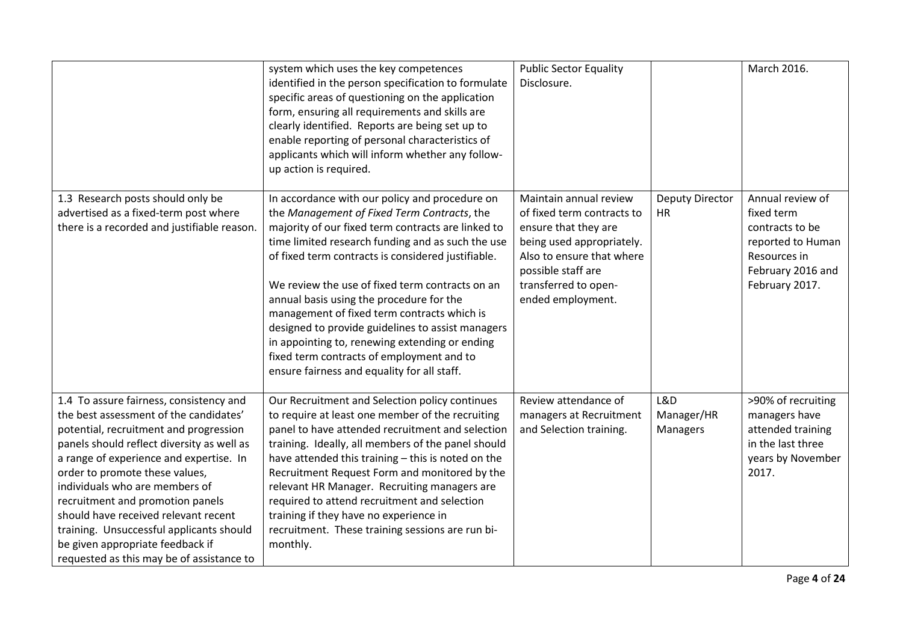| | | | | |
|---|---|---|---|---|
| | system which uses the key competences identified in the person specification to formulate specific areas of questioning on the application form, ensuring all requirements and skills are clearly identified. Reports are being set up to enable reporting of personal characteristics of applicants which will inform whether any follow-up action is required. | Public Sector Equality Disclosure. | | March 2016. |
| 1.3 Research posts should only be advertised as a fixed-term post where there is a recorded and justifiable reason. | In accordance with our policy and procedure on the *Management of Fixed Term Contracts*, the majority of our fixed term contracts are linked to time limited research funding and as such the use of fixed term contracts is considered justifiable.<br><br>We review the use of fixed term contracts on an annual basis using the procedure for the management of fixed term contracts which is designed to provide guidelines to assist managers in appointing to, renewing extending or ending fixed term contracts of employment and to ensure fairness and equality for all staff. | Maintain annual review of fixed term contracts to ensure that they are being used appropriately. Also to ensure that where possible staff are transferred to open-ended employment. | Deputy Director HR | Annual review of fixed term contracts to be reported to Human Resources in February 2016 and February 2017. |
| 1.4 To assure fairness, consistency and the best assessment of the candidates' potential, recruitment and progression panels should reflect diversity as well as a range of experience and expertise. In order to promote these values, individuals who are members of recruitment and promotion panels should have received relevant recent training. Unsuccessful applicants should be given appropriate feedback if requested as this may be of assistance to | Our Recruitment and Selection policy continues to require at least one member of the recruiting panel to have attended recruitment and selection training. Ideally, all members of the panel should have attended this training – this is noted on the Recruitment Request Form and monitored by the relevant HR Manager. Recruiting managers are required to attend recruitment and selection training if they have no experience in recruitment. These training sessions are run bi-monthly. | Review attendance of managers at Recruitment and Selection training. | L&D Manager/HR Managers | >90% of recruiting managers have attended training in the last three years by November 2017. |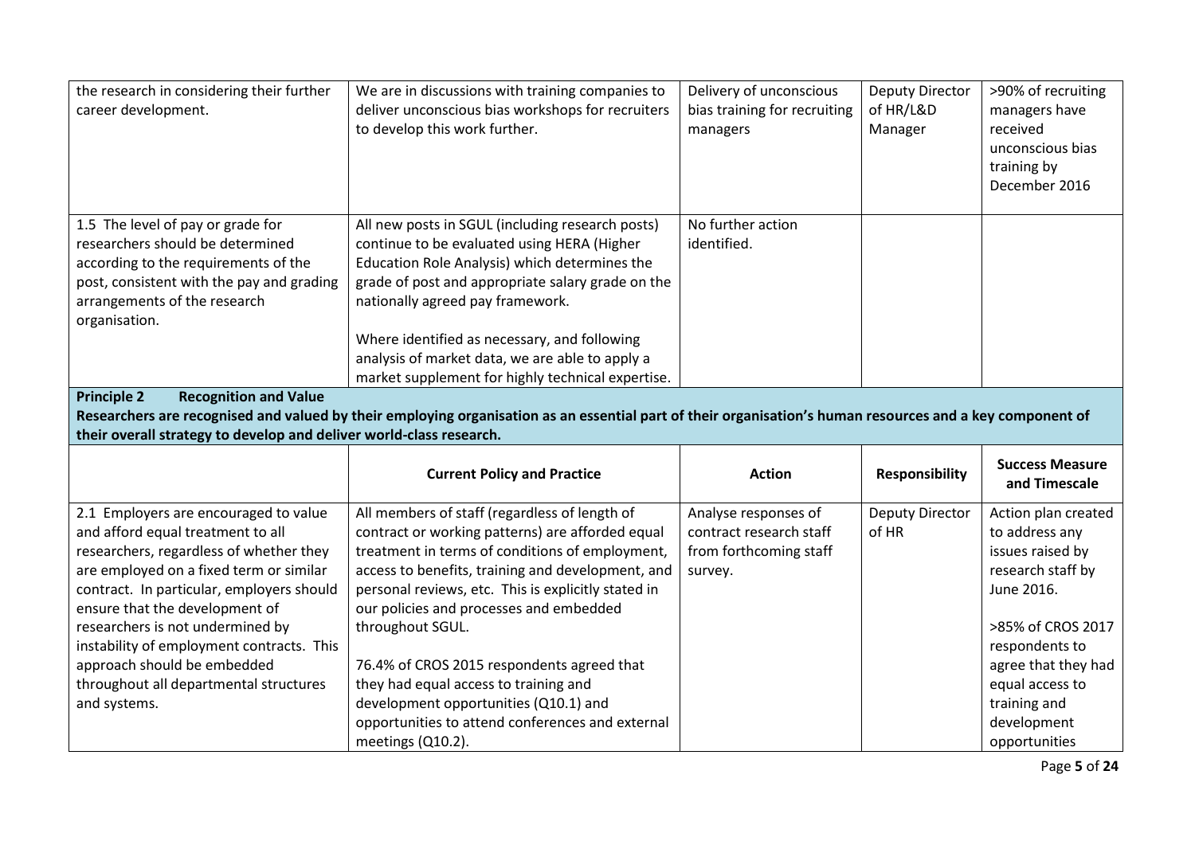| | | | | |
|---|---|---|---|---|
| the research in considering their further career development. | We are in discussions with training companies to deliver unconscious bias workshops for recruiters to develop this work further. | Delivery of unconscious bias training for recruiting managers | Deputy Director of HR/L&D Manager | >90% of recruiting managers have received unconscious bias training by December 2016 |
| 1.5 The level of pay or grade for researchers should be determined according to the requirements of the post, consistent with the pay and grading arrangements of the research organisation. | All new posts in SGUL (including research posts) continue to be evaluated using HERA (Higher Education Role Analysis) which determines the grade of post and appropriate salary grade on the nationally agreed pay framework.<br><br>Where identified as necessary, and following analysis of market data, we are able to apply a market supplement for highly technical expertise. | No further action identified. | | |

**Principle 2 Recognition and Value**

**Researchers are recognised and valued by their employing organisation as an essential part of their organisation's human resources and a key component of their overall strategy to develop and deliver world-class research.**

| | Current Policy and Practice | Action | Responsibility | Success Measure and Timescale |
|---|---|---|---|---|
| 2.1 Employers are encouraged to value and afford equal treatment to all researchers, regardless of whether they are employed on a fixed term or similar contract. In particular, employers should ensure that the development of researchers is not undermined by instability of employment contracts. This approach should be embedded throughout all departmental structures and systems. | All members of staff (regardless of length of contract or working patterns) are afforded equal treatment in terms of conditions of employment, access to benefits, training and development, and personal reviews, etc. This is explicitly stated in our policies and processes and embedded throughout SGUL.<br><br>76.4% of CROS 2015 respondents agreed that they had equal access to training and development opportunities (Q10.1) and opportunities to attend conferences and external meetings (Q10.2). | Analyse responses of contract research staff from forthcoming staff survey. | Deputy Director of HR | Action plan created to address any issues raised by research staff by June 2016.<br><br>>85% of CROS 2017 respondents to agree that they had equal access to training and development opportunities |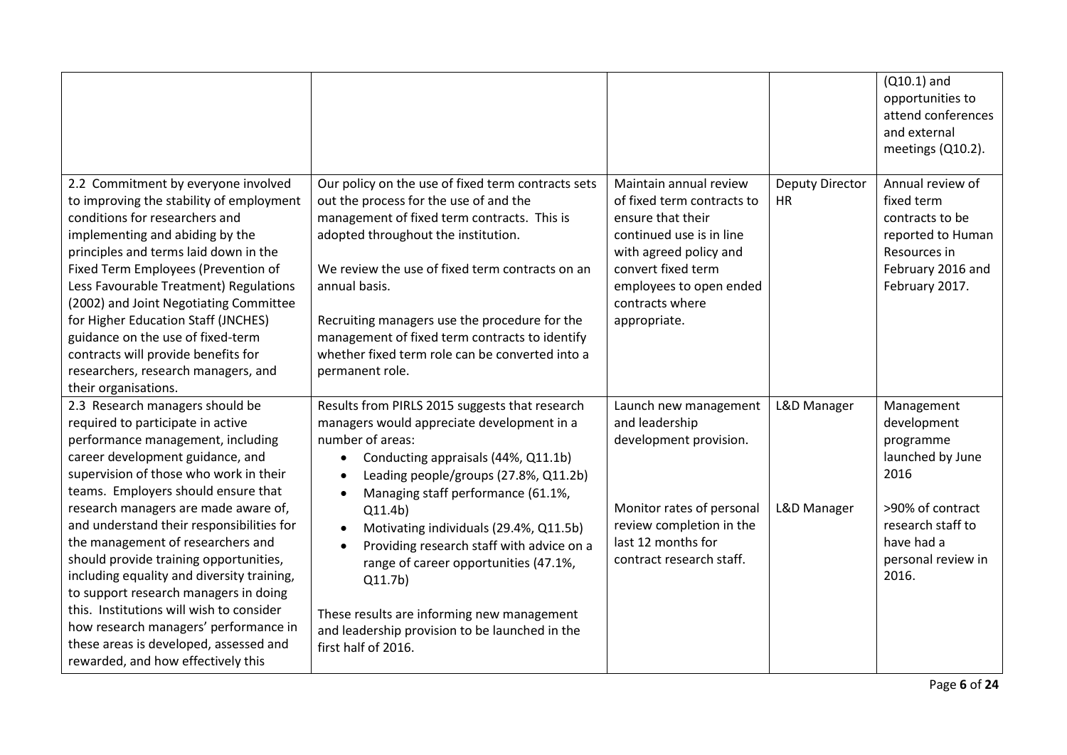| | | | | |
|---|---|---|---|---|
| | | | | (Q10.1) and opportunities to attend conferences and external meetings (Q10.2). |
| 2.2 Commitment by everyone involved to improving the stability of employment conditions for researchers and implementing and abiding by the principles and terms laid down in the Fixed Term Employees (Prevention of Less Favourable Treatment) Regulations (2002) and Joint Negotiating Committee for Higher Education Staff (JNCHES) guidance on the use of fixed-term contracts will provide benefits for researchers, research managers, and their organisations. | Our policy on the use of fixed term contracts sets out the process for the use of and the management of fixed term contracts. This is adopted throughout the institution.<br><br>We review the use of fixed term contracts on an annual basis.<br><br>Recruiting managers use the procedure for the management of fixed term contracts to identify whether fixed term role can be converted into a permanent role. | Maintain annual review of fixed term contracts to ensure that their continued use is in line with agreed policy and convert fixed term employees to open ended contracts where appropriate. | Deputy Director HR | Annual review of fixed term contracts to be reported to Human Resources in February 2016 and February 2017. |
| 2.3 Research managers should be required to participate in active performance management, including career development guidance, and supervision of those who work in their teams. Employers should ensure that research managers are made aware of, and understand their responsibilities for the management of researchers and should provide training opportunities, including equality and diversity training, to support research managers in doing this. Institutions will wish to consider how research managers' performance in these areas is developed, assessed and rewarded, and how effectively this | Results from PIRLS 2015 suggests that research managers would appreciate development in a number of areas:<br>• Conducting appraisals (44%, Q11.1b)<br>• Leading people/groups (27.8%, Q11.2b)<br>• Managing staff performance (61.1%, Q11.4b)<br>• Motivating individuals (29.4%, Q11.5b)<br>• Providing research staff with advice on a range of career opportunities (47.1%, Q11.7b)<br><br>These results are informing new management and leadership provision to be launched in the first half of 2016. | Launch new management and leadership development provision.<br><br>Monitor rates of personal review completion in the last 12 months for contract research staff. | L&D Manager<br><br>L&D Manager | Management development programme launched by June 2016<br><br>>90% of contract research staff to have had a personal review in 2016. |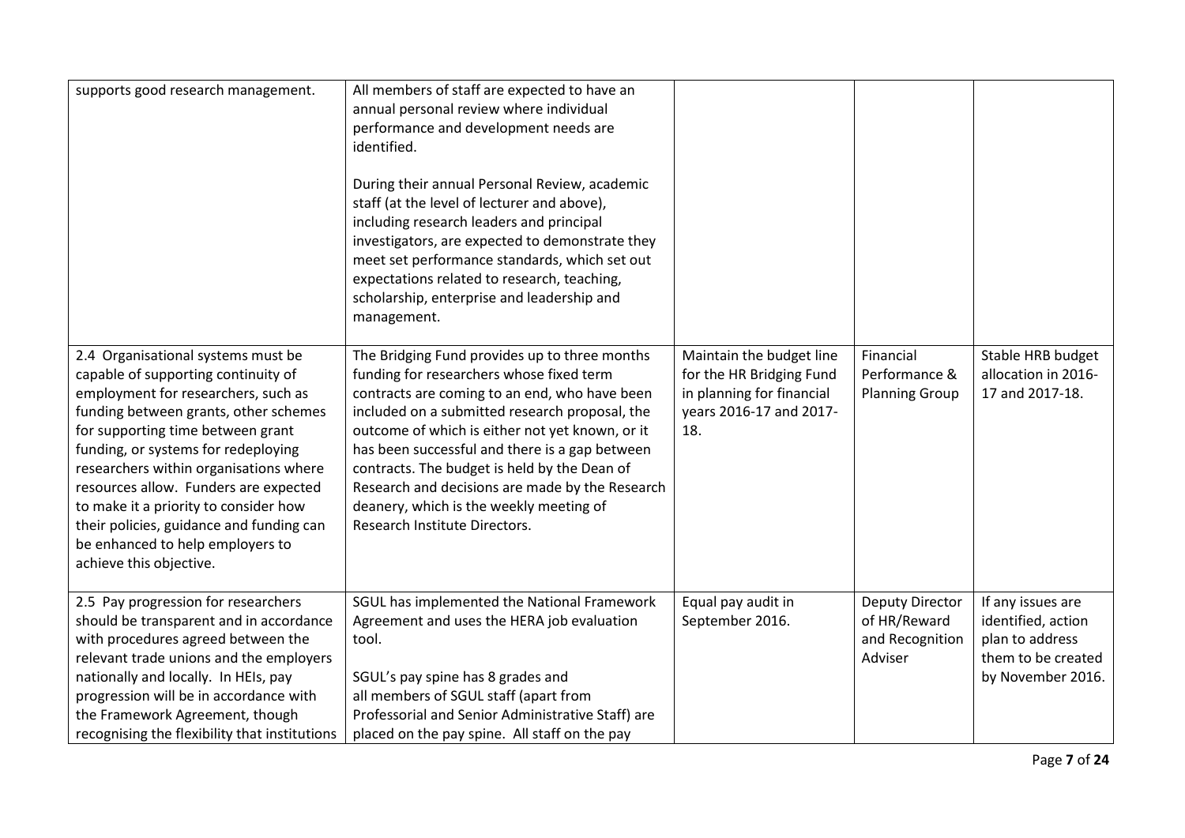| | | | | |
|---|---|---|---|---|
| supports good research management. | All members of staff are expected to have an annual personal review where individual performance and development needs are identified.<br><br>During their annual Personal Review, academic staff (at the level of lecturer and above), including research leaders and principal investigators, are expected to demonstrate they meet set performance standards, which set out expectations related to research, teaching, scholarship, enterprise and leadership and management. | | | |
| 2.4 Organisational systems must be capable of supporting continuity of employment for researchers, such as funding between grants, other schemes for supporting time between grant funding, or systems for redeploying researchers within organisations where resources allow. Funders are expected to make it a priority to consider how their policies, guidance and funding can be enhanced to help employers to achieve this objective. | The Bridging Fund provides up to three months funding for researchers whose fixed term contracts are coming to an end, who have been included on a submitted research proposal, the outcome of which is either not yet known, or it has been successful and there is a gap between contracts. The budget is held by the Dean of Research and decisions are made by the Research deanery, which is the weekly meeting of Research Institute Directors. | Maintain the budget line for the HR Bridging Fund in planning for financial years 2016-17 and 2017-18. | Financial Performance & Planning Group | Stable HRB budget allocation in 2016-17 and 2017-18. |
| 2.5 Pay progression for researchers should be transparent and in accordance with procedures agreed between the relevant trade unions and the employers nationally and locally. In HEIs, pay progression will be in accordance with the Framework Agreement, though recognising the flexibility that institutions | SGUL has implemented the National Framework Agreement and uses the HERA job evaluation tool.<br><br>SGUL's pay spine has 8 grades and all members of SGUL staff (apart from Professorial and Senior Administrative Staff) are placed on the pay spine. All staff on the pay | Equal pay audit in September 2016. | Deputy Director of HR/Reward and Recognition Adviser | If any issues are identified, action plan to address them to be created by November 2016. |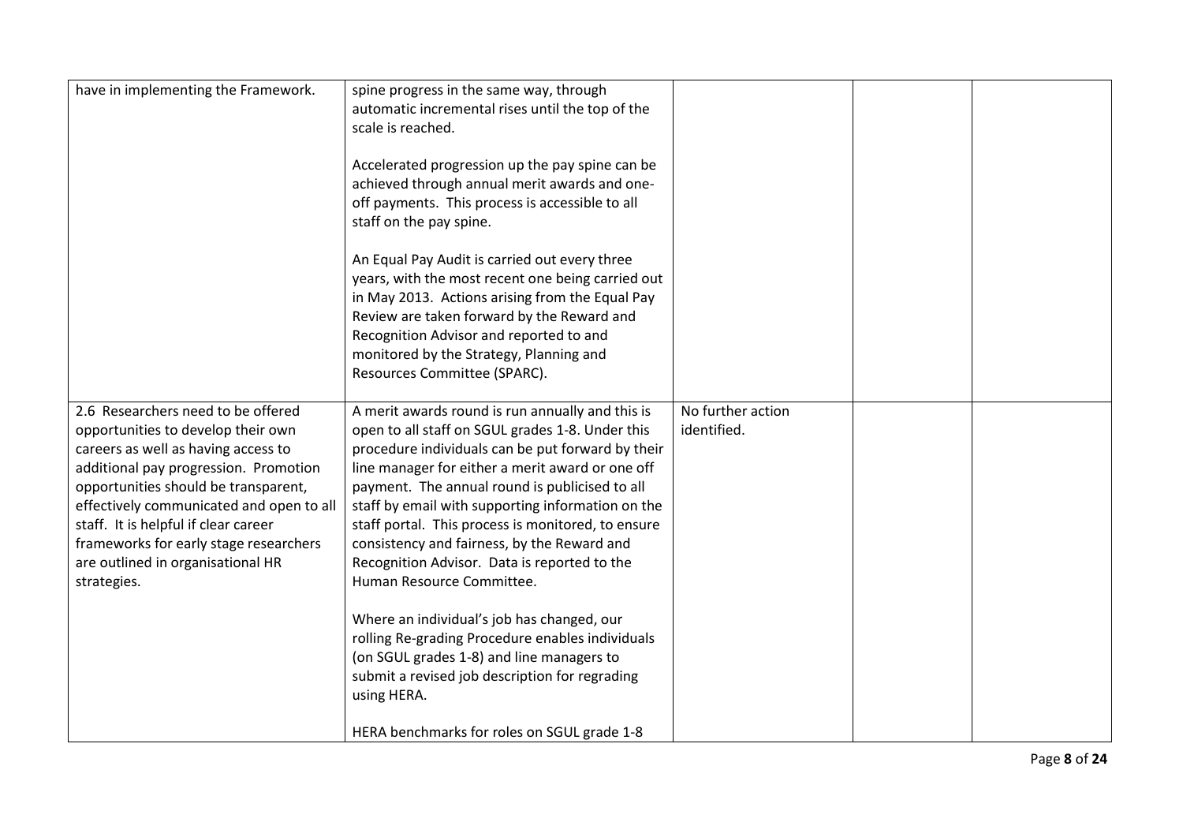| | | | | |
|---|---|---|---|---|
| have in implementing the Framework. | spine progress in the same way, through automatic incremental rises until the top of the scale is reached.<br><br>Accelerated progression up the pay spine can be achieved through annual merit awards and one-off payments. This process is accessible to all staff on the pay spine.<br><br>An Equal Pay Audit is carried out every three years, with the most recent one being carried out in May 2013. Actions arising from the Equal Pay Review are taken forward by the Reward and Recognition Advisor and reported to and monitored by the Strategy, Planning and Resources Committee (SPARC). | | | |
| 2.6 Researchers need to be offered opportunities to develop their own careers as well as having access to additional pay progression. Promotion opportunities should be transparent, effectively communicated and open to all staff. It is helpful if clear career frameworks for early stage researchers are outlined in organisational HR strategies. | A merit awards round is run annually and this is open to all staff on SGUL grades 1-8. Under this procedure individuals can be put forward by their line manager for either a merit award or one off payment. The annual round is publicised to all staff by email with supporting information on the staff portal. This process is monitored, to ensure consistency and fairness, by the Reward and Recognition Advisor. Data is reported to the Human Resource Committee.<br><br>Where an individual's job has changed, our rolling Re-grading Procedure enables individuals (on SGUL grades 1-8) and line managers to submit a revised job description for regrading using HERA.<br><br>HERA benchmarks for roles on SGUL grade 1-8 | No further action identified. | | |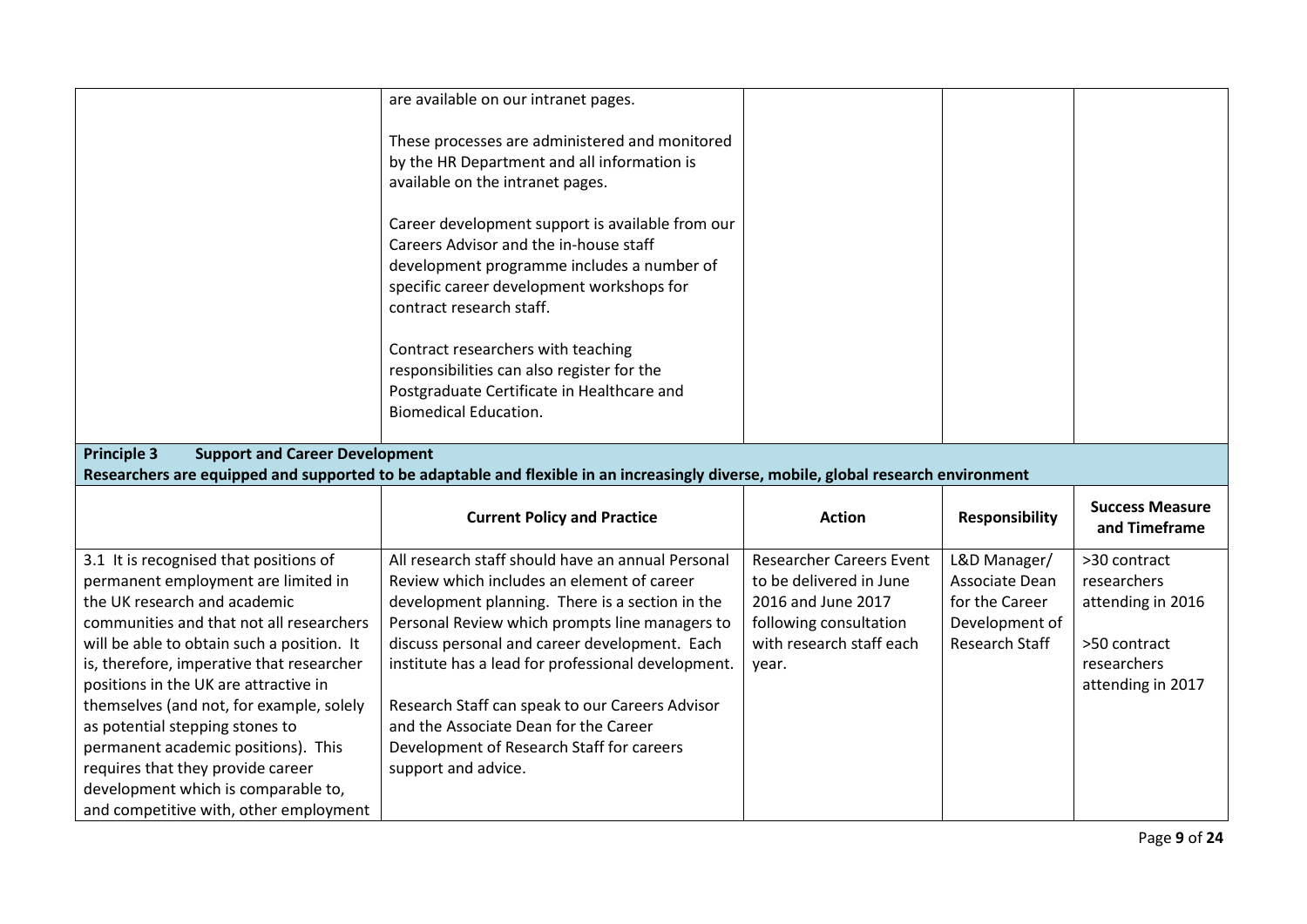| | | | | |
|---|---|---|---|---|
| | are available on our intranet pages.<br><br>These processes are administered and monitored by the HR Department and all information is available on the intranet pages.<br><br>Career development support is available from our Careers Advisor and the in-house staff development programme includes a number of specific career development workshops for contract research staff.<br><br>Contract researchers with teaching responsibilities can also register for the Postgraduate Certificate in Healthcare and Biomedical Education. | | | |

**Principle 3 Support and Career Development**

**Researchers are equipped and supported to be adaptable and flexible in an increasingly diverse, mobile, global research environment**

| | Current Policy and Practice | Action | Responsibility | Success Measure and Timeframe |
|---|---|---|---|---|
| 3.1 It is recognised that positions of permanent employment are limited in the UK research and academic communities and that not all researchers will be able to obtain such a position. It is, therefore, imperative that researcher positions in the UK are attractive in themselves (and not, for example, solely as potential stepping stones to permanent academic positions). This requires that they provide career development which is comparable to, and competitive with, other employment | All research staff should have an annual Personal Review which includes an element of career development planning. There is a section in the Personal Review which prompts line managers to discuss personal and career development. Each institute has a lead for professional development.<br><br>Research Staff can speak to our Careers Advisor and the Associate Dean for the Career Development of Research Staff for careers support and advice. | Researcher Careers Event to be delivered in June 2016 and June 2017 following consultation with research staff each year. | L&D Manager/ Associate Dean for the Career Development of Research Staff | >30 contract researchers attending in 2016<br><br>>50 contract researchers attending in 2017 |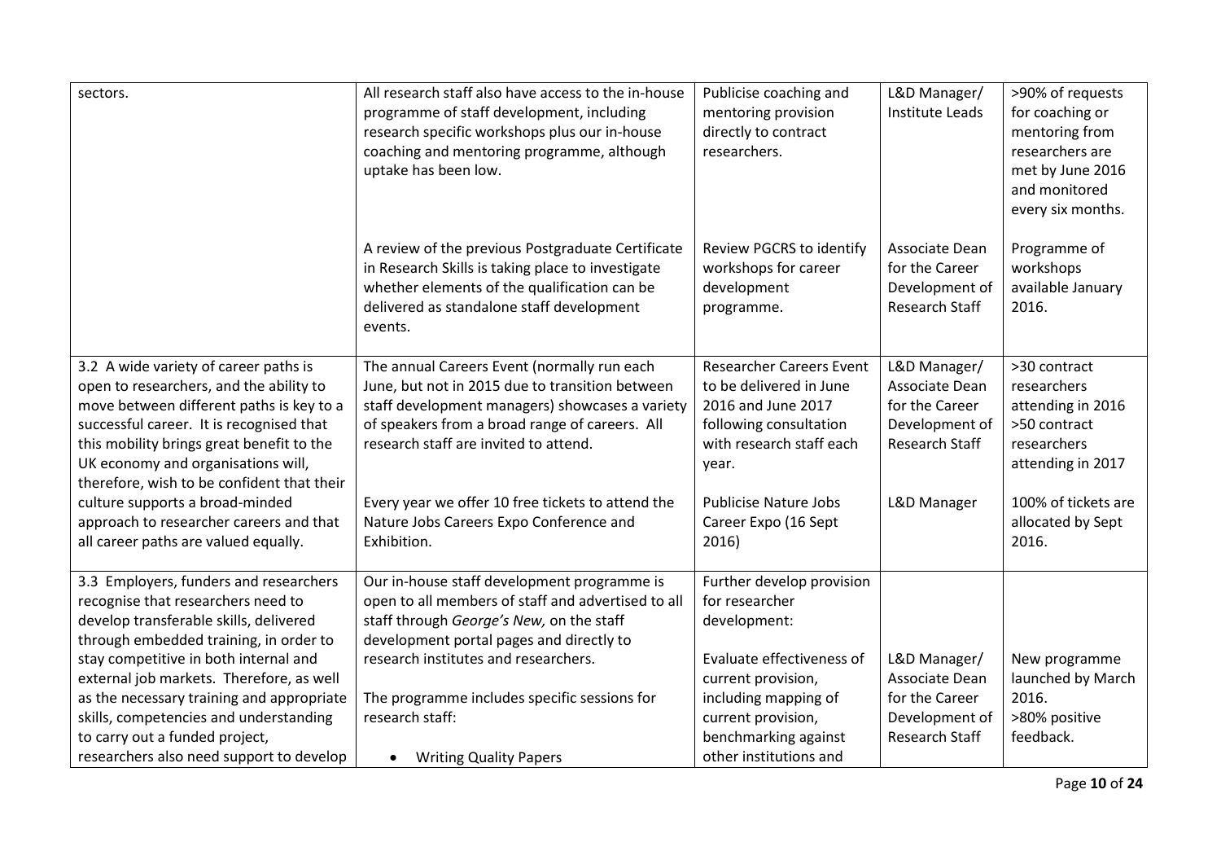| | | | | |
|---|---|---|---|---|
| sectors. | All research staff also have access to the in-house programme of staff development, including research specific workshops plus our in-house coaching and mentoring programme, although uptake has been low. | Publicise coaching and mentoring provision directly to contract researchers. | L&D Manager/ Institute Leads | >90% of requests for coaching or mentoring from researchers are met by June 2016 and monitored every six months. |
| | A review of the previous Postgraduate Certificate in Research Skills is taking place to investigate whether elements of the qualification can be delivered as standalone staff development events. | Review PGCRS to identify workshops for career development programme. | Associate Dean for the Career Development of Research Staff | Programme of workshops available January 2016. |
| 3.2 A wide variety of career paths is open to researchers, and the ability to move between different paths is key to a successful career. It is recognised that this mobility brings great benefit to the UK economy and organisations will, therefore, wish to be confident that their culture supports a broad-minded approach to researcher careers and that all career paths are valued equally. | The annual Careers Event (normally run each June, but not in 2015 due to transition between staff development managers) showcases a variety of speakers from a broad range of careers. All research staff are invited to attend. | Researcher Careers Event to be delivered in June 2016 and June 2017 following consultation with research staff each year. | L&D Manager/ Associate Dean for the Career Development of Research Staff | >30 contract researchers attending in 2016<br>>50 contract researchers attending in 2017 |
| | Every year we offer 10 free tickets to attend the Nature Jobs Careers Expo Conference and Exhibition. | Publicise Nature Jobs Career Expo (16 Sept 2016) | L&D Manager | 100% of tickets are allocated by Sept 2016. |
| 3.3 Employers, funders and researchers recognise that researchers need to develop transferable skills, delivered through embedded training, in order to stay competitive in both internal and external job markets. Therefore, as well as the necessary training and appropriate skills, competencies and understanding to carry out a funded project, researchers also need support to develop | Our in-house staff development programme is open to all members of staff and advertised to all staff through *George's New,* on the staff development portal pages and directly to research institutes and researchers.<br><br>The programme includes specific sessions for research staff:<br><br>• Writing Quality Papers | Further develop provision for researcher development:<br><br>Evaluate effectiveness of current provision, including mapping of current provision, benchmarking against other institutions and | L&D Manager/ Associate Dean for the Career Development of Research Staff | New programme launched by March 2016.<br>>80% positive feedback. |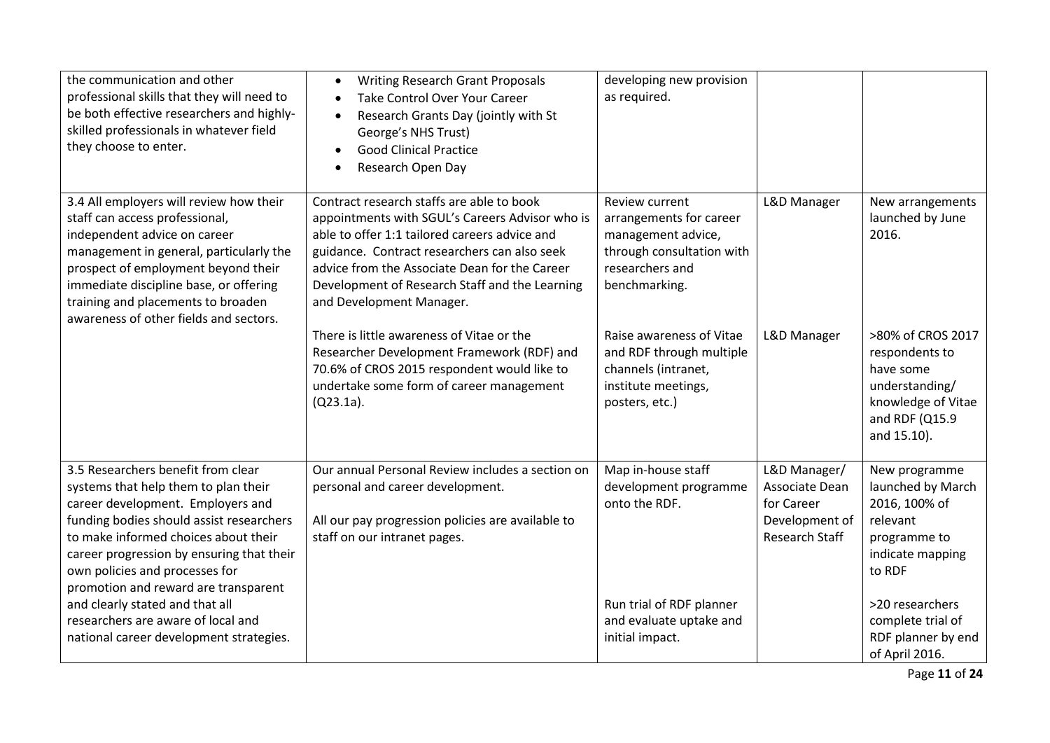| | | | | |
|---|---|---|---|---|
| the communication and other professional skills that they will need to be both effective researchers and highly-skilled professionals in whatever field they choose to enter. | • Writing Research Grant Proposals<br>• Take Control Over Your Career<br>• Research Grants Day (jointly with St George's NHS Trust)<br>• Good Clinical Practice<br>• Research Open Day | developing new provision as required. | | |
| 3.4 All employers will review how their staff can access professional, independent advice on career management in general, particularly the prospect of employment beyond their immediate discipline base, or offering training and placements to broaden awareness of other fields and sectors. | Contract research staffs are able to book appointments with SGUL's Careers Advisor who is able to offer 1:1 tailored careers advice and guidance. Contract researchers can also seek advice from the Associate Dean for the Career Development of Research Staff and the Learning and Development Manager. | Review current arrangements for career management advice, through consultation with researchers and benchmarking. | L&D Manager | New arrangements launched by June 2016. |
| | There is little awareness of Vitae or the Researcher Development Framework (RDF) and 70.6% of CROS 2015 respondent would like to undertake some form of career management (Q23.1a). | Raise awareness of Vitae and RDF through multiple channels (intranet, institute meetings, posters, etc.) | L&D Manager | >80% of CROS 2017 respondents to have some understanding/ knowledge of Vitae and RDF (Q15.9 and 15.10). |
| 3.5 Researchers benefit from clear systems that help them to plan their career development. Employers and funding bodies should assist researchers to make informed choices about their career progression by ensuring that their own policies and processes for promotion and reward are transparent and clearly stated and that all researchers are aware of local and national career development strategies. | Our annual Personal Review includes a section on personal and career development.<br><br>All our pay progression policies are available to staff on our intranet pages. | Map in-house staff development programme onto the RDF. | L&D Manager/ Associate Dean for Career Development of Research Staff | New programme launched by March 2016, 100% of relevant programme to indicate mapping to RDF |
| | | Run trial of RDF planner and evaluate uptake and initial impact. | | >20 researchers complete trial of RDF planner by end of April 2016. |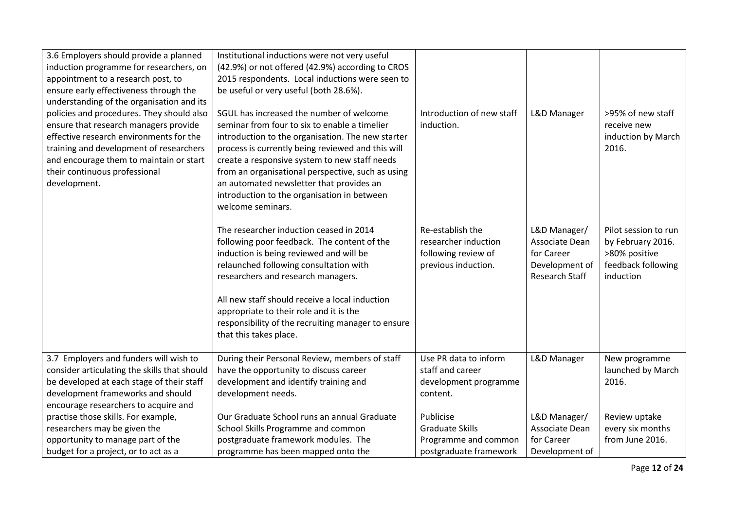| | | | | |
|---|---|---|---|---|
| 3.6 Employers should provide a planned induction programme for researchers, on appointment to a research post, to ensure early effectiveness through the understanding of the organisation and its policies and procedures. They should also ensure that research managers provide effective research environments for the training and development of researchers and encourage them to maintain or start their continuous professional development. | Institutional inductions were not very useful (42.9%) or not offered (42.9%) according to CROS 2015 respondents. Local inductions were seen to be useful or very useful (both 28.6%).<br><br>SGUL has increased the number of welcome seminar from four to six to enable a timelier introduction to the organisation. The new starter process is currently being reviewed and this will create a responsive system to new staff needs from an organisational perspective, such as using an automated newsletter that provides an introduction to the organisation in between welcome seminars. | Introduction of new staff induction. | L&D Manager | >95% of new staff receive new induction by March 2016. |
| | The researcher induction ceased in 2014 following poor feedback. The content of the induction is being reviewed and will be relaunched following consultation with researchers and research managers.<br><br>All new staff should receive a local induction appropriate to their role and it is the responsibility of the recruiting manager to ensure that this takes place. | Re-establish the researcher induction following review of previous induction. | L&D Manager/ Associate Dean for Career Development of Research Staff | Pilot session to run by February 2016. >80% positive feedback following induction |
| 3.7 Employers and funders will wish to consider articulating the skills that should be developed at each stage of their staff development frameworks and should encourage researchers to acquire and practise those skills. For example, researchers may be given the opportunity to manage part of the budget for a project, or to act as a | During their Personal Review, members of staff have the opportunity to discuss career development and identify training and development needs. | Use PR data to inform staff and career development programme content. | L&D Manager | New programme launched by March 2016. |
| | Our Graduate School runs an annual Graduate School Skills Programme and common postgraduate framework modules. The programme has been mapped onto the | Publicise Graduate Skills Programme and common postgraduate framework | L&D Manager/ Associate Dean for Career Development of | Review uptake every six months from June 2016. |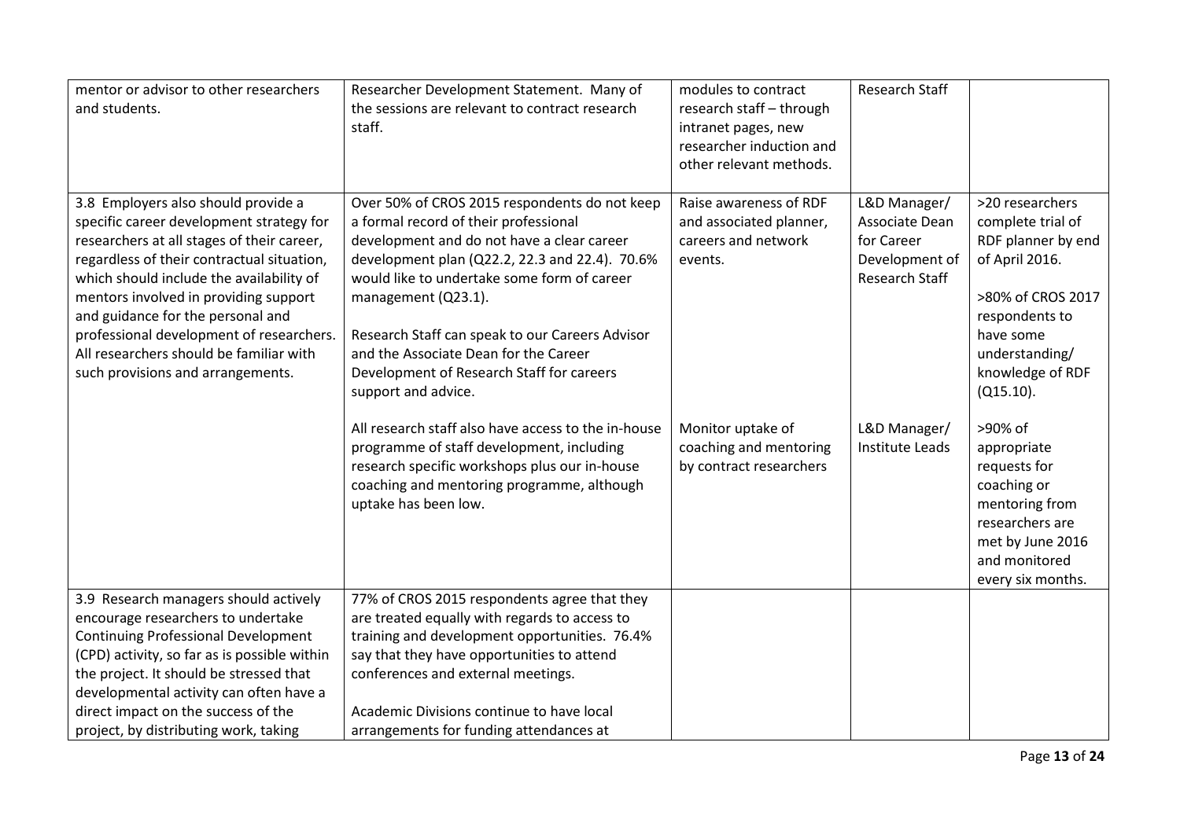| | | | | |
|---|---|---|---|---|
| mentor or advisor to other researchers and students. | Researcher Development Statement. Many of the sessions are relevant to contract research staff. | modules to contract research staff – through intranet pages, new researcher induction and other relevant methods. | Research Staff | |
| 3.8 Employers also should provide a specific career development strategy for researchers at all stages of their career, regardless of their contractual situation, which should include the availability of mentors involved in providing support and guidance for the personal and professional development of researchers. All researchers should be familiar with such provisions and arrangements. | Over 50% of CROS 2015 respondents do not keep a formal record of their professional development and do not have a clear career development plan (Q22.2, 22.3 and 22.4). 70.6% would like to undertake some form of career management (Q23.1).<br><br>Research Staff can speak to our Careers Advisor and the Associate Dean for the Career Development of Research Staff for careers support and advice. | Raise awareness of RDF and associated planner, careers and network events. | L&D Manager/ Associate Dean for Career Development of Research Staff | >20 researchers complete trial of RDF planner by end of April 2016.<br><br>>80% of CROS 2017 respondents to have some understanding/ knowledge of RDF (Q15.10). |
| | All research staff also have access to the in-house programme of staff development, including research specific workshops plus our in-house coaching and mentoring programme, although uptake has been low. | Monitor uptake of coaching and mentoring by contract researchers | L&D Manager/ Institute Leads | >90% of appropriate requests for coaching or mentoring from researchers are met by June 2016 and monitored every six months. |
| 3.9 Research managers should actively encourage researchers to undertake Continuing Professional Development (CPD) activity, so far as is possible within the project. It should be stressed that developmental activity can often have a direct impact on the success of the project, by distributing work, taking | 77% of CROS 2015 respondents agree that they are treated equally with regards to access to training and development opportunities. 76.4% say that they have opportunities to attend conferences and external meetings.<br><br>Academic Divisions continue to have local arrangements for funding attendances at | | | |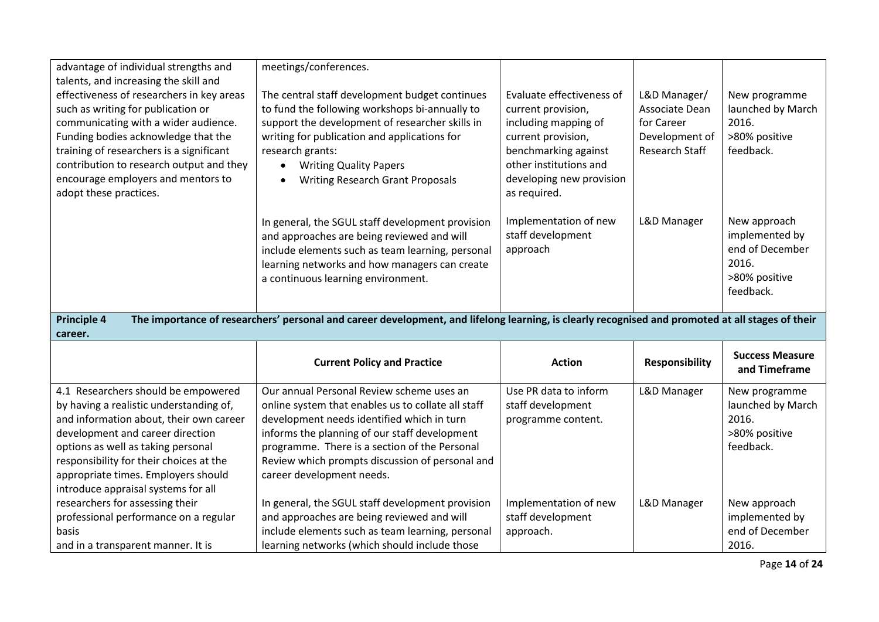| | | | | |
|---|---|---|---|---|
| advantage of individual strengths and talents, and increasing the skill and effectiveness of researchers in key areas such as writing for publication or communicating with a wider audience. Funding bodies acknowledge that the training of researchers is a significant contribution to research output and they encourage employers and mentors to adopt these practices. | meetings/conferences.<br><br>The central staff development budget continues to fund the following workshops bi-annually to support the development of researcher skills in writing for publication and applications for research grants:<br>• Writing Quality Papers<br>• Writing Research Grant Proposals | Evaluate effectiveness of current provision, including mapping of current provision, benchmarking against other institutions and developing new provision as required. | L&D Manager/ Associate Dean for Career Development of Research Staff | New programme launched by March 2016.<br>>80% positive feedback. |
| | In general, the SGUL staff development provision and approaches are being reviewed and will include elements such as team learning, personal learning networks and how managers can create a continuous learning environment. | Implementation of new staff development approach | L&D Manager | New approach implemented by end of December 2016.<br>>80% positive feedback. |

**Principle 4 The importance of researchers' personal and career development, and lifelong learning, is clearly recognised and promoted at all stages of their career.**

| | Current Policy and Practice | Action | Responsibility | Success Measure and Timeframe |
|---|---|---|---|---|
| 4.1 Researchers should be empowered by having a realistic understanding of, and information about, their own career development and career direction options as well as taking personal responsibility for their choices at the appropriate times. Employers should introduce appraisal systems for all researchers for assessing their professional performance on a regular basis and in a transparent manner. It is | Our annual Personal Review scheme uses an online system that enables us to collate all staff development needs identified which in turn informs the planning of our staff development programme. There is a section of the Personal Review which prompts discussion of personal and career development needs. | Use PR data to inform staff development programme content. | L&D Manager | New programme launched by March 2016.<br>>80% positive feedback. |
| | In general, the SGUL staff development provision and approaches are being reviewed and will include elements such as team learning, personal learning networks (which should include those | Implementation of new staff development approach. | L&D Manager | New approach implemented by end of December 2016. |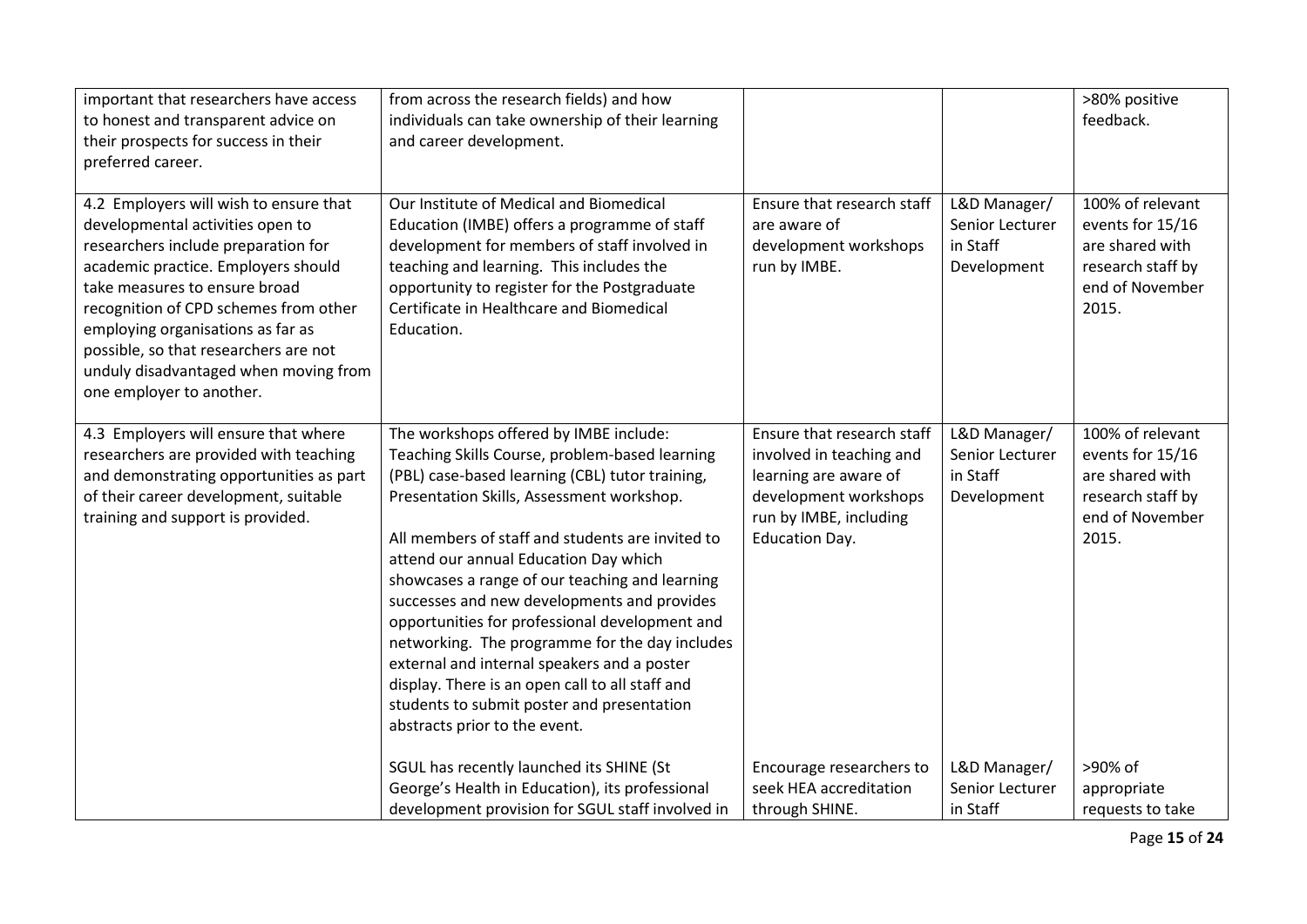| | | | | |
|---|---|---|---|---|
| important that researchers have access to honest and transparent advice on their prospects for success in their preferred career. | from across the research fields) and how individuals can take ownership of their learning and career development. | | | >80% positive feedback. |
| 4.2 Employers will wish to ensure that developmental activities open to researchers include preparation for academic practice. Employers should take measures to ensure broad recognition of CPD schemes from other employing organisations as far as possible, so that researchers are not unduly disadvantaged when moving from one employer to another. | Our Institute of Medical and Biomedical Education (IMBE) offers a programme of staff development for members of staff involved in teaching and learning. This includes the opportunity to register for the Postgraduate Certificate in Healthcare and Biomedical Education. | Ensure that research staff are aware of development workshops run by IMBE. | L&D Manager/ Senior Lecturer in Staff Development | 100% of relevant events for 15/16 are shared with research staff by end of November 2015. |
| 4.3 Employers will ensure that where researchers are provided with teaching and demonstrating opportunities as part of their career development, suitable training and support is provided. | The workshops offered by IMBE include: Teaching Skills Course, problem-based learning (PBL) case-based learning (CBL) tutor training, Presentation Skills, Assessment workshop.<br><br>All members of staff and students are invited to attend our annual Education Day which showcases a range of our teaching and learning successes and new developments and provides opportunities for professional development and networking. The programme for the day includes external and internal speakers and a poster display. There is an open call to all staff and students to submit poster and presentation abstracts prior to the event. | Ensure that research staff involved in teaching and learning are aware of development workshops run by IMBE, including Education Day. | L&D Manager/ Senior Lecturer in Staff Development | 100% of relevant events for 15/16 are shared with research staff by end of November 2015. |
| | SGUL has recently launched its SHINE (St George's Health in Education), its professional development provision for SGUL staff involved in | Encourage researchers to seek HEA accreditation through SHINE. | L&D Manager/ Senior Lecturer in Staff | >90% of appropriate requests to take |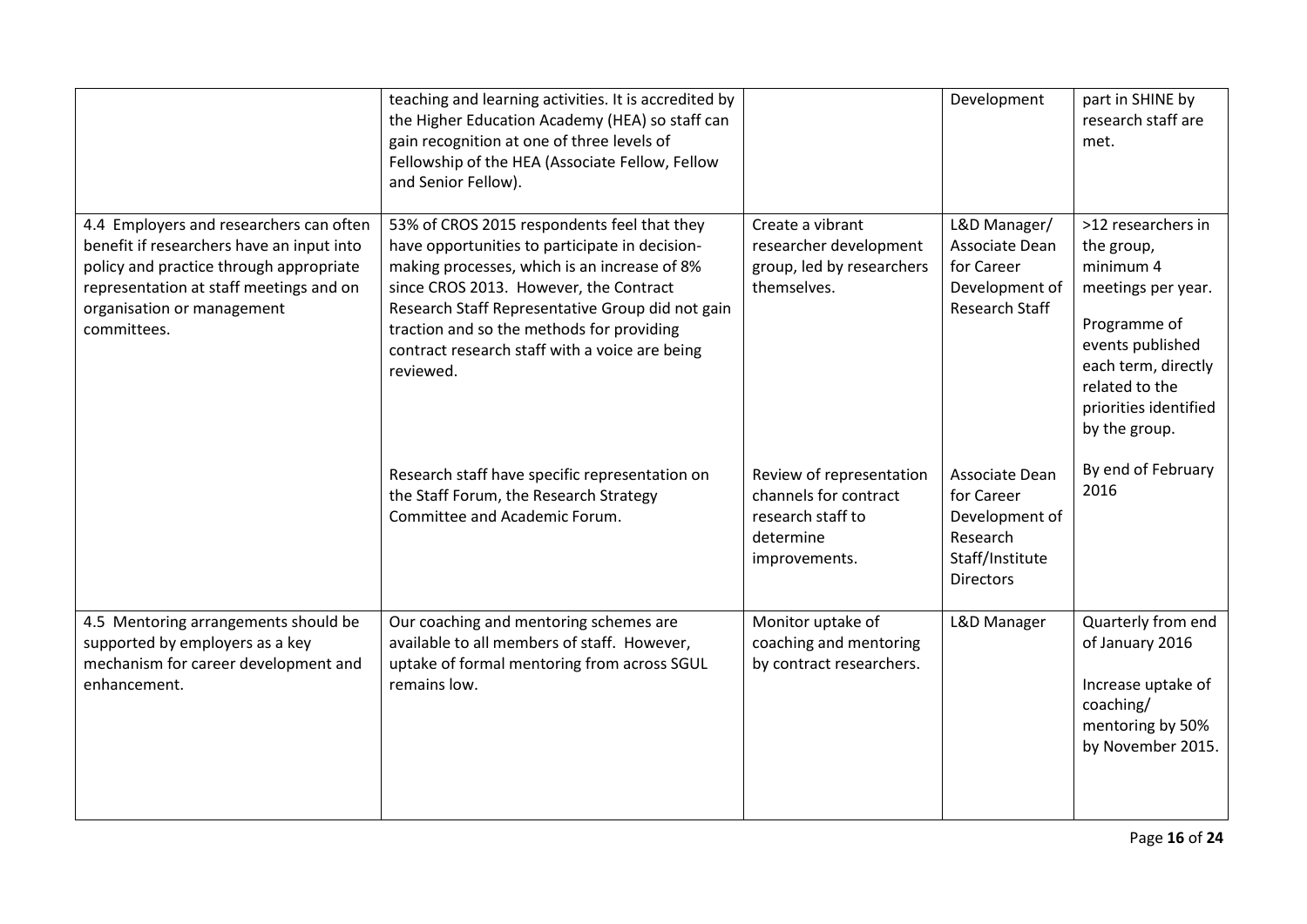| | | | | |
|---|---|---|---|---|
| | teaching and learning activities. It is accredited by the Higher Education Academy (HEA) so staff can gain recognition at one of three levels of Fellowship of the HEA (Associate Fellow, Fellow and Senior Fellow). | | Development | part in SHINE by research staff are met. |
| 4.4 Employers and researchers can often benefit if researchers have an input into policy and practice through appropriate representation at staff meetings and on organisation or management committees. | 53% of CROS 2015 respondents feel that they have opportunities to participate in decision-making processes, which is an increase of 8% since CROS 2013. However, the Contract Research Staff Representative Group did not gain traction and so the methods for providing contract research staff with a voice are being reviewed. | Create a vibrant researcher development group, led by researchers themselves. | L&D Manager/ Associate Dean for Career Development of Research Staff | >12 researchers in the group, minimum 4 meetings per year.<br><br>Programme of events published each term, directly related to the priorities identified by the group. |
| | Research staff have specific representation on the Staff Forum, the Research Strategy Committee and Academic Forum. | Review of representation channels for contract research staff to determine improvements. | Associate Dean for Career Development of Research Staff/Institute Directors | By end of February 2016 |
| 4.5 Mentoring arrangements should be supported by employers as a key mechanism for career development and enhancement. | Our coaching and mentoring schemes are available to all members of staff. However, uptake of formal mentoring from across SGUL remains low. | Monitor uptake of coaching and mentoring by contract researchers. | L&D Manager | Quarterly from end of January 2016<br><br>Increase uptake of coaching/ mentoring by 50% by November 2015. |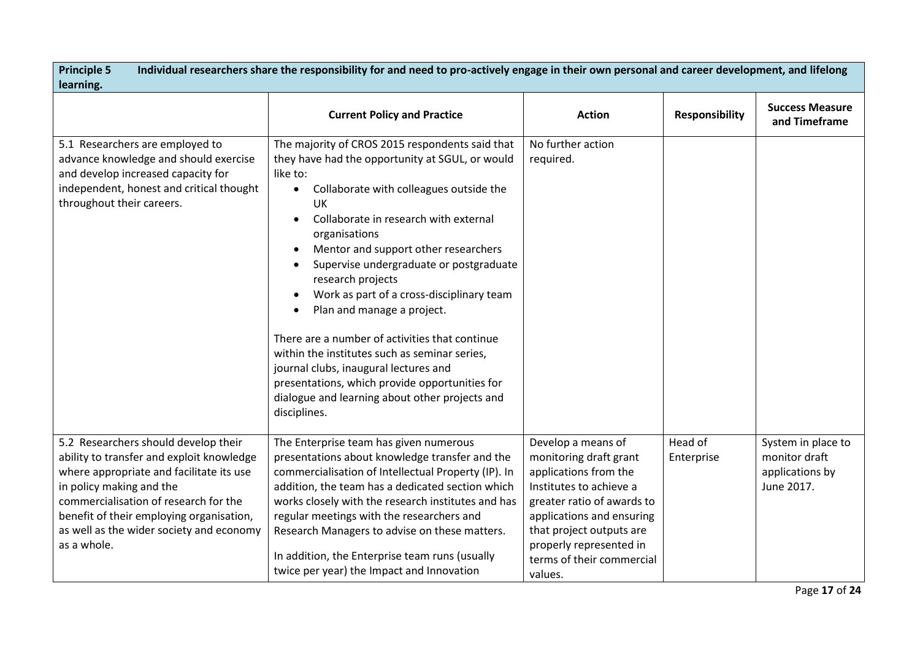| **Principle 5** **Individual researchers share the responsibility for and need to pro-actively engage in their own personal and career development, and lifelong learning.** | | | | |
|---|---|---|---|---|
| | **Current Policy and Practice** | **Action** | **Responsibility** | **Success Measure and Timeframe** |
| 5.1 Researchers are employed to advance knowledge and should exercise and develop increased capacity for independent, honest and critical thought throughout their careers. | The majority of CROS 2015 respondents said that they have had the opportunity at SGUL, or would like to:<br>• Collaborate with colleagues outside the UK<br>• Collaborate in research with external organisations<br>• Mentor and support other researchers<br>• Supervise undergraduate or postgraduate research projects<br>• Work as part of a cross-disciplinary team<br>• Plan and manage a project.<br><br>There are a number of activities that continue within the institutes such as seminar series, journal clubs, inaugural lectures and presentations, which provide opportunities for dialogue and learning about other projects and disciplines. | No further action required. | | |
| 5.2 Researchers should develop their ability to transfer and exploit knowledge where appropriate and facilitate its use in policy making and the commercialisation of research for the benefit of their employing organisation, as well as the wider society and economy as a whole. | The Enterprise team has given numerous presentations about knowledge transfer and the commercialisation of Intellectual Property (IP). In addition, the team has a dedicated section which works closely with the research institutes and has regular meetings with the researchers and Research Managers to advise on these matters.<br><br>In addition, the Enterprise team runs (usually twice per year) the Impact and Innovation | Develop a means of monitoring draft grant applications from the Institutes to achieve a greater ratio of awards to applications and ensuring that project outputs are properly represented in terms of their commercial values. | Head of Enterprise | System in place to monitor draft applications by June 2017. |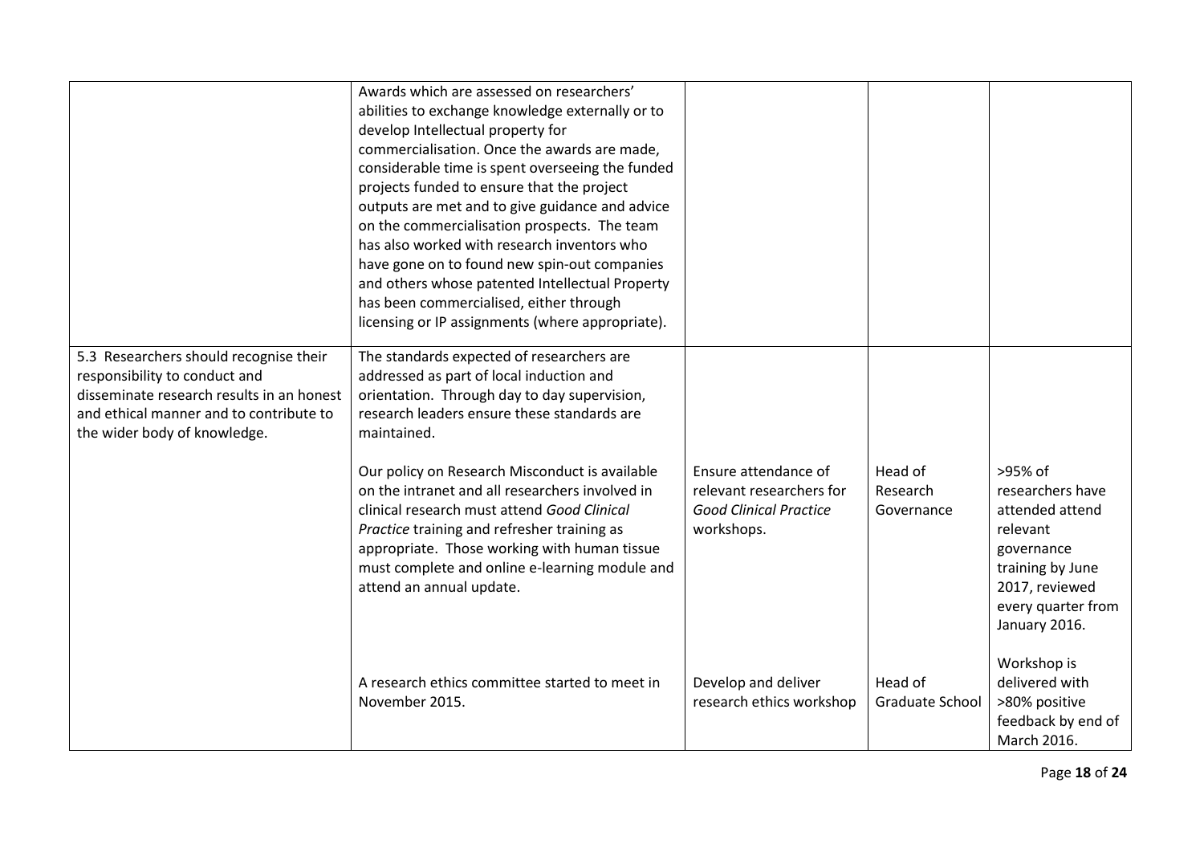| | | | | |
|---|---|---|---|---|
| | Awards which are assessed on researchers' abilities to exchange knowledge externally or to develop Intellectual property for commercialisation. Once the awards are made, considerable time is spent overseeing the funded projects funded to ensure that the project outputs are met and to give guidance and advice on the commercialisation prospects. The team has also worked with research inventors who have gone on to found new spin-out companies and others whose patented Intellectual Property has been commercialised, either through licensing or IP assignments (where appropriate). | | | |
| 5.3 Researchers should recognise their responsibility to conduct and disseminate research results in an honest and ethical manner and to contribute to the wider body of knowledge. | The standards expected of researchers are addressed as part of local induction and orientation. Through day to day supervision, research leaders ensure these standards are maintained. | | | |
| | Our policy on Research Misconduct is available on the intranet and all researchers involved in clinical research must attend *Good Clinical Practice* training and refresher training as appropriate. Those working with human tissue must complete and online e-learning module and attend an annual update. | Ensure attendance of relevant researchers for *Good Clinical Practice* workshops. | Head of Research Governance | >95% of researchers have attended attend relevant governance training by June 2017, reviewed every quarter from January 2016. |
| | A research ethics committee started to meet in November 2015. | Develop and deliver research ethics workshop | Head of Graduate School | Workshop is delivered with >80% positive feedback by end of March 2016. |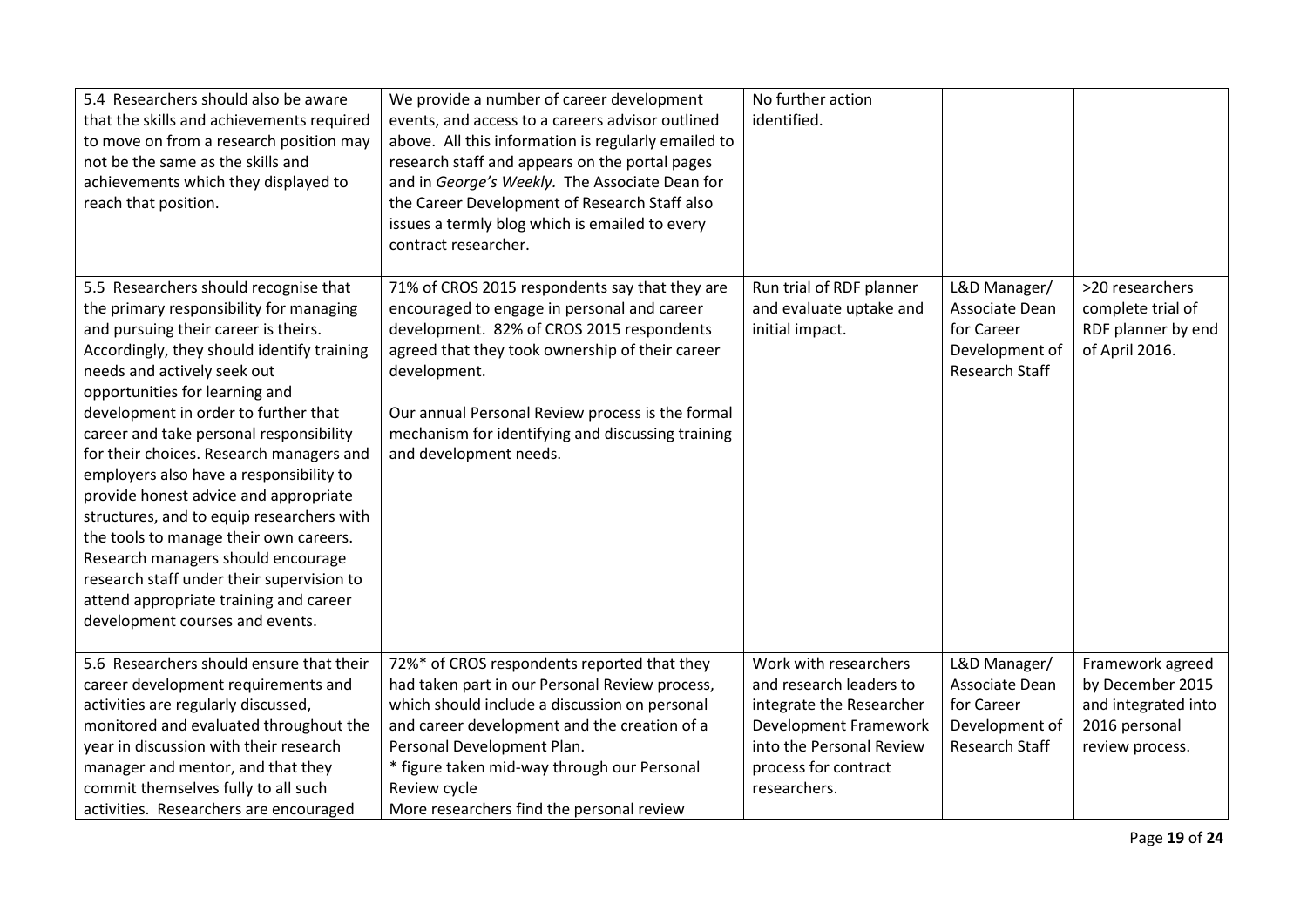| | | | | |
|---|---|---|---|---|
| 5.4 Researchers should also be aware that the skills and achievements required to move on from a research position may not be the same as the skills and achievements which they displayed to reach that position. | We provide a number of career development events, and access to a careers advisor outlined above. All this information is regularly emailed to research staff and appears on the portal pages and in *George's Weekly.* The Associate Dean for the Career Development of Research Staff also issues a termly blog which is emailed to every contract researcher. | No further action identified. | | |
| 5.5 Researchers should recognise that the primary responsibility for managing and pursuing their career is theirs. Accordingly, they should identify training needs and actively seek out opportunities for learning and development in order to further that career and take personal responsibility for their choices. Research managers and employers also have a responsibility to provide honest advice and appropriate structures, and to equip researchers with the tools to manage their own careers. Research managers should encourage research staff under their supervision to attend appropriate training and career development courses and events. | 71% of CROS 2015 respondents say that they are encouraged to engage in personal and career development. 82% of CROS 2015 respondents agreed that they took ownership of their career development.<br><br>Our annual Personal Review process is the formal mechanism for identifying and discussing training and development needs. | Run trial of RDF planner and evaluate uptake and initial impact. | L&D Manager/ Associate Dean for Career Development of Research Staff | >20 researchers complete trial of RDF planner by end of April 2016. |
| 5.6 Researchers should ensure that their career development requirements and activities are regularly discussed, monitored and evaluated throughout the year in discussion with their research manager and mentor, and that they commit themselves fully to all such activities. Researchers are encouraged | 72%* of CROS respondents reported that they had taken part in our Personal Review process, which should include a discussion on personal and career development and the creation of a Personal Development Plan.<br>* figure taken mid-way through our Personal Review cycle<br>More researchers find the personal review | Work with researchers and research leaders to integrate the Researcher Development Framework into the Personal Review process for contract researchers. | L&D Manager/ Associate Dean for Career Development of Research Staff | Framework agreed by December 2015 and integrated into 2016 personal review process. |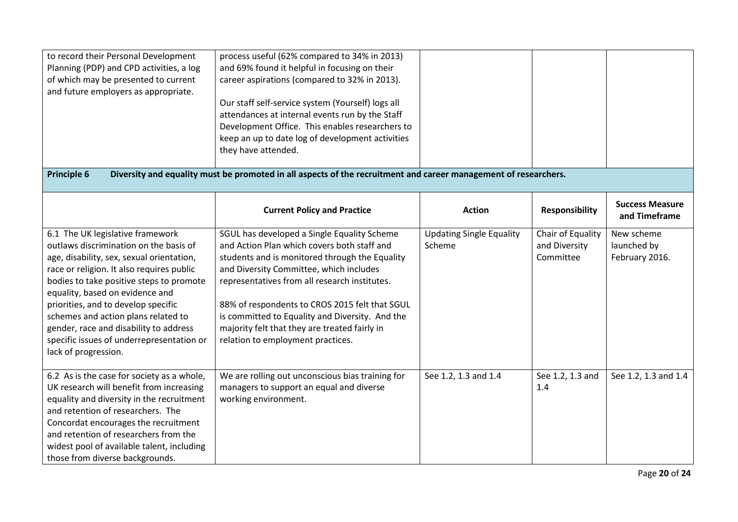| | | | | |
|---|---|---|---|---|
| to record their Personal Development Planning (PDP) and CPD activities, a log of which may be presented to current and future employers as appropriate. | process useful (62% compared to 34% in 2013) and 69% found it helpful in focusing on their career aspirations (compared to 32% in 2013).<br><br>Our staff self-service system (Yourself) logs all attendances at internal events run by the Staff Development Office. This enables researchers to keep an up to date log of development activities they have attended. | | | |

**Principle 6 Diversity and equality must be promoted in all aspects of the recruitment and career management of researchers.**

| | Current Policy and Practice | Action | Responsibility | Success Measure and Timeframe |
|---|---|---|---|---|
| 6.1 The UK legislative framework outlaws discrimination on the basis of age, disability, sex, sexual orientation, race or religion. It also requires public bodies to take positive steps to promote equality, based on evidence and priorities, and to develop specific schemes and action plans related to gender, race and disability to address specific issues of underrepresentation or lack of progression. | SGUL has developed a Single Equality Scheme and Action Plan which covers both staff and students and is monitored through the Equality and Diversity Committee, which includes representatives from all research institutes.<br><br>88% of respondents to CROS 2015 felt that SGUL is committed to Equality and Diversity. And the majority felt that they are treated fairly in relation to employment practices. | Updating Single Equality Scheme | Chair of Equality and Diversity Committee | New scheme launched by February 2016. |
| 6.2 As is the case for society as a whole, UK research will benefit from increasing equality and diversity in the recruitment and retention of researchers. The Concordat encourages the recruitment and retention of researchers from the widest pool of available talent, including those from diverse backgrounds. | We are rolling out unconscious bias training for managers to support an equal and diverse working environment. | See 1.2, 1.3 and 1.4 | See 1.2, 1.3 and 1.4 | See 1.2, 1.3 and 1.4 |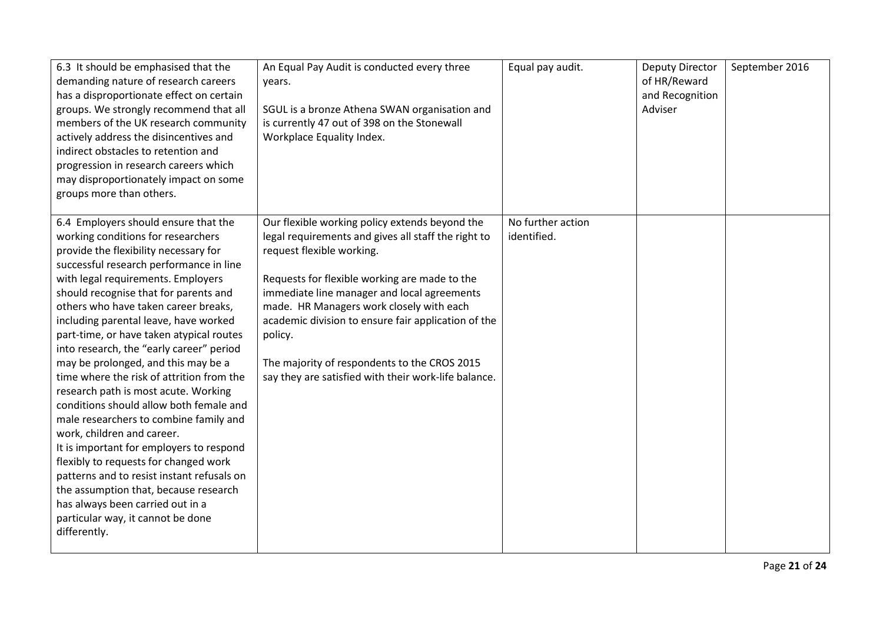| | | | | |
|---|---|---|---|---|
| 6.3 It should be emphasised that the demanding nature of research careers has a disproportionate effect on certain groups. We strongly recommend that all members of the UK research community actively address the disincentives and indirect obstacles to retention and progression in research careers which may disproportionately impact on some groups more than others. | An Equal Pay Audit is conducted every three years.<br><br>SGUL is a bronze Athena SWAN organisation and is currently 47 out of 398 on the Stonewall Workplace Equality Index. | Equal pay audit. | Deputy Director of HR/Reward and Recognition Adviser | September 2016 |
| 6.4 Employers should ensure that the working conditions for researchers provide the flexibility necessary for successful research performance in line with legal requirements. Employers should recognise that for parents and others who have taken career breaks, including parental leave, have worked part-time, or have taken atypical routes into research, the "early career" period may be prolonged, and this may be a time where the risk of attrition from the research path is most acute. Working conditions should allow both female and male researchers to combine family and work, children and career.<br>It is important for employers to respond flexibly to requests for changed work patterns and to resist instant refusals on the assumption that, because research has always been carried out in a particular way, it cannot be done differently. | Our flexible working policy extends beyond the legal requirements and gives all staff the right to request flexible working.<br><br>Requests for flexible working are made to the immediate line manager and local agreements made. HR Managers work closely with each academic division to ensure fair application of the policy.<br><br>The majority of respondents to the CROS 2015 say they are satisfied with their work-life balance. | No further action identified. | | |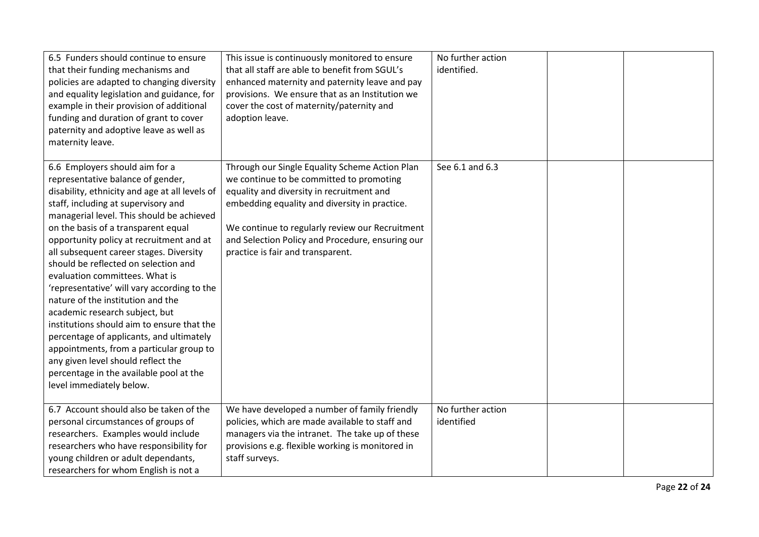| | | | | |
|---|---|---|---|---|
| 6.5 Funders should continue to ensure that their funding mechanisms and policies are adapted to changing diversity and equality legislation and guidance, for example in their provision of additional funding and duration of grant to cover paternity and adoptive leave as well as maternity leave. | This issue is continuously monitored to ensure that all staff are able to benefit from SGUL's enhanced maternity and paternity leave and pay provisions. We ensure that as an Institution we cover the cost of maternity/paternity and adoption leave. | No further action identified. | | |
| 6.6 Employers should aim for a representative balance of gender, disability, ethnicity and age at all levels of staff, including at supervisory and managerial level. This should be achieved on the basis of a transparent equal opportunity policy at recruitment and at all subsequent career stages. Diversity should be reflected on selection and evaluation committees. What is 'representative' will vary according to the nature of the institution and the academic research subject, but institutions should aim to ensure that the percentage of applicants, and ultimately appointments, from a particular group to any given level should reflect the percentage in the available pool at the level immediately below. | Through our Single Equality Scheme Action Plan we continue to be committed to promoting equality and diversity in recruitment and embedding equality and diversity in practice.<br><br>We continue to regularly review our Recruitment and Selection Policy and Procedure, ensuring our practice is fair and transparent. | See 6.1 and 6.3 | | |
| 6.7 Account should also be taken of the personal circumstances of groups of researchers. Examples would include researchers who have responsibility for young children or adult dependants, researchers for whom English is not a | We have developed a number of family friendly policies, which are made available to staff and managers via the intranet. The take up of these provisions e.g. flexible working is monitored in staff surveys. | No further action identified | | |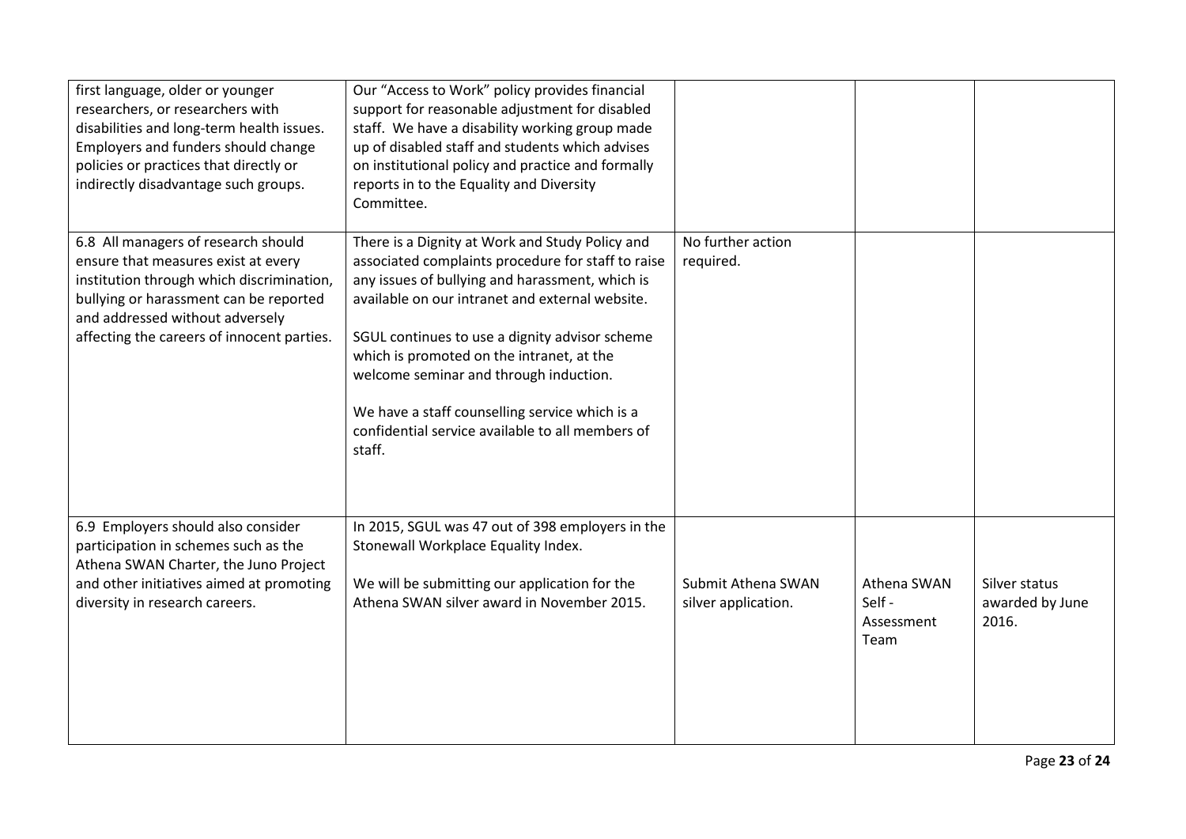| | | | | |
|---|---|---|---|---|
| first language, older or younger researchers, or researchers with disabilities and long-term health issues. Employers and funders should change policies or practices that directly or indirectly disadvantage such groups. | Our "Access to Work" policy provides financial support for reasonable adjustment for disabled staff. We have a disability working group made up of disabled staff and students which advises on institutional policy and practice and formally reports in to the Equality and Diversity Committee. | | | |
| 6.8 All managers of research should ensure that measures exist at every institution through which discrimination, bullying or harassment can be reported and addressed without adversely affecting the careers of innocent parties. | There is a Dignity at Work and Study Policy and associated complaints procedure for staff to raise any issues of bullying and harassment, which is available on our intranet and external website.<br><br>SGUL continues to use a dignity advisor scheme which is promoted on the intranet, at the welcome seminar and through induction.<br><br>We have a staff counselling service which is a confidential service available to all members of staff. | No further action required. | | |
| 6.9 Employers should also consider participation in schemes such as the Athena SWAN Charter, the Juno Project and other initiatives aimed at promoting diversity in research careers. | In 2015, SGUL was 47 out of 398 employers in the Stonewall Workplace Equality Index.<br><br>We will be submitting our application for the Athena SWAN silver award in November 2015. | Submit Athena SWAN silver application. | Athena SWAN Self - Assessment Team | Silver status awarded by June 2016. |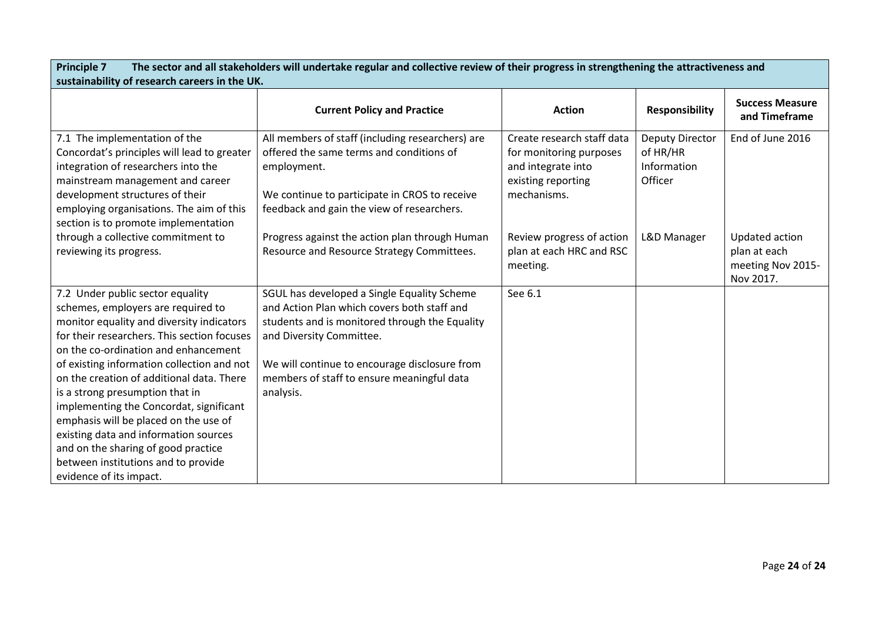| **Principle 7 The sector and all stakeholders will undertake regular and collective review of their progress in strengthening the attractiveness and sustainability of research careers in the UK.** | | | | |
|---|---|---|---|---|
| | **Current Policy and Practice** | **Action** | **Responsibility** | **Success Measure and Timeframe** |
| 7.1 The implementation of the Concordat's principles will lead to greater integration of researchers into the mainstream management and career development structures of their employing organisations. The aim of this section is to promote implementation through a collective commitment to reviewing its progress. | All members of staff (including researchers) are offered the same terms and conditions of employment.<br><br>We continue to participate in CROS to receive feedback and gain the view of researchers. | Create research staff data for monitoring purposes and integrate into existing reporting mechanisms. | Deputy Director of HR/HR Information Officer | End of June 2016 |
| | Progress against the action plan through Human Resource and Resource Strategy Committees. | Review progress of action plan at each HRC and RSC meeting. | L&D Manager | Updated action plan at each meeting Nov 2015-Nov 2017. |
| 7.2 Under public sector equality schemes, employers are required to monitor equality and diversity indicators for their researchers. This section focuses on the co-ordination and enhancement of existing information collection and not on the creation of additional data. There is a strong presumption that in implementing the Concordat, significant emphasis will be placed on the use of existing data and information sources and on the sharing of good practice between institutions and to provide evidence of its impact. | SGUL has developed a Single Equality Scheme and Action Plan which covers both staff and students and is monitored through the Equality and Diversity Committee.<br><br>We will continue to encourage disclosure from members of staff to ensure meaningful data analysis. | See 6.1 | | |